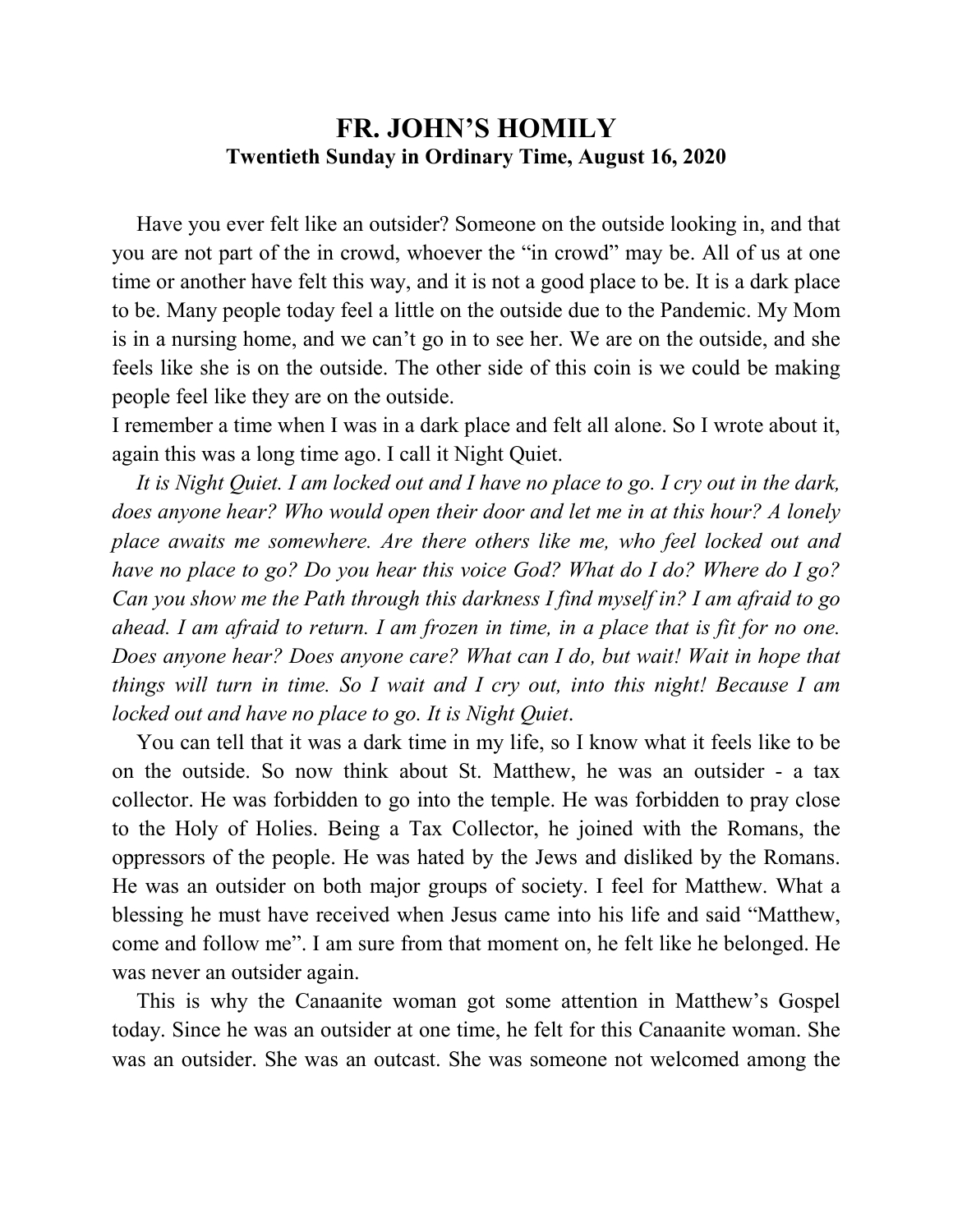# FR. JOHN'S HOMILY

## Twentieth Sunday in Ordinary Time, August 16, 2020

Have you ever felt like an outsider? Someone on the outside looking in, and that you are not part of the in crowd, whoever the "in crowd" may be. All of us at one time or another have felt this way, and it is not a good place to be. It is a dark place to be. Many people today feel a little on the outside due to the Pandemic. My Mom is in a nursing home, and we can't go in to see her. We are on the outside, and she feels like she is on the outside. The other side of this coin is we could be making people feel like they are on the outside.

I remember a time when I was in a dark place and felt all alone. So I wrote about it, again this was a long time ago. I call it Night Quiet.

*It is Night Quiet. I am locked out and I have no place to go. I cry out in the dark, does anyone hear? Who would open their door and let me in at this hour? A lonely place awaits me somewhere. Are there others like me, who feel locked out and have no place to go? Do you hear this voice God? What do I do? Where do I go? Can you show me the Path through this darkness I find myself in? I am afraid to go ahead. I am afraid to return. I am frozen in time, in a place that is fit for no one. Does anyone hear? Does anyone care? What can I do, but wait! Wait in hope that things will turn in time. So I wait and I cry out, into this night! Because I am locked out and have no place to go. It is Night Quiet*.

You can tell that it was a dark time in my life, so I know what it feels like to be on the outside. So now think about St. Matthew, he was an outsider - a tax collector. He was forbidden to go into the temple. He was forbidden to pray close to the Holy of Holies. Being a Tax Collector, he joined with the Romans, the oppressors of the people. He was hated by the Jews and disliked by the Romans. He was an outsider on both major groups of society. I feel for Matthew. What a blessing he must have received when Jesus came into his life and said "Matthew, come and follow me". I am sure from that moment on, he felt like he belonged. He was never an outsider again.

This is why the Canaanite woman got some attention in Matthew's Gospel today. Since he was an outsider at one time, he felt for this Canaanite woman. She was an outsider. She was an outcast. She was someone not welcomed among the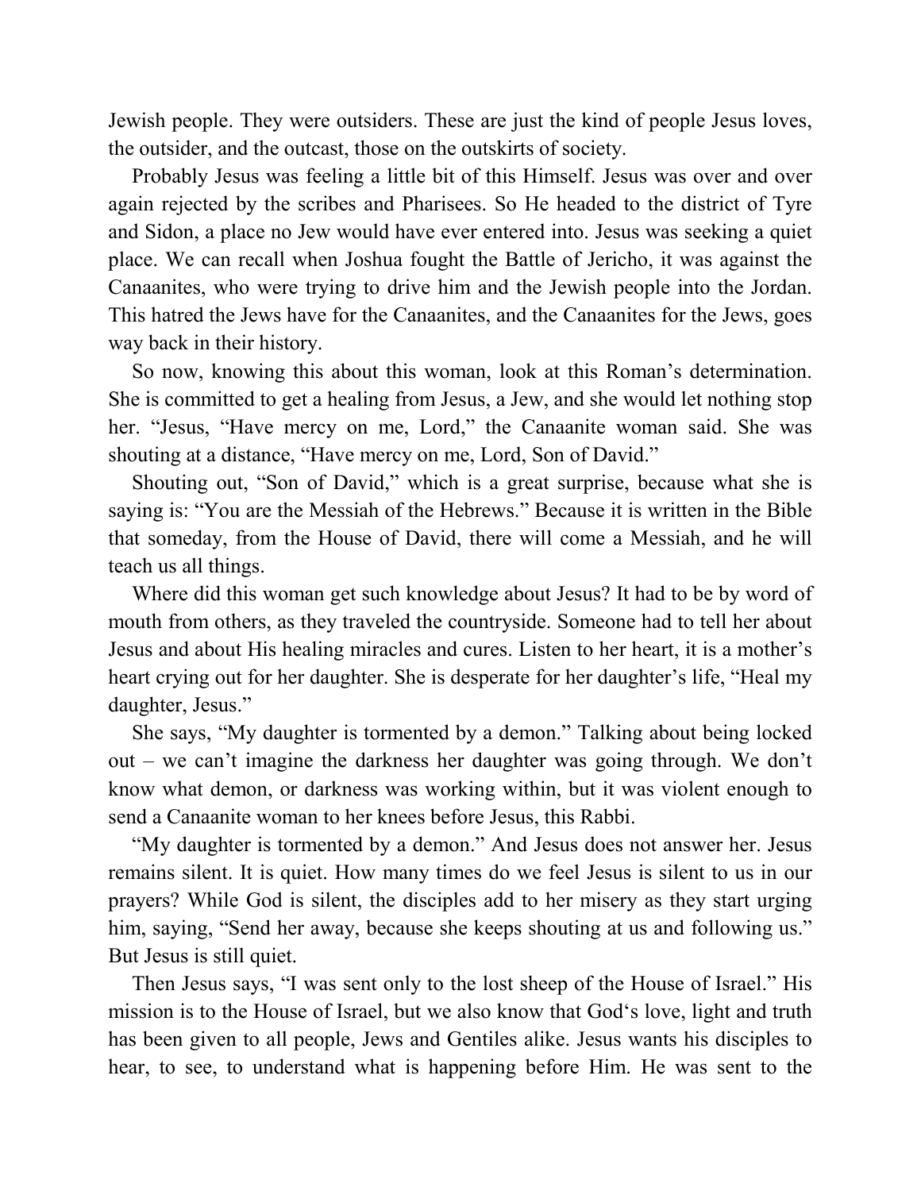Jewish people. They were outsiders. These are just the kind of people Jesus loves, the outsider, and the outcast, those on the outskirts of society.

Probably Jesus was feeling a little bit of this Himself. Jesus was over and over again rejected by the scribes and Pharisees. So He headed to the district of Tyre and Sidon, a place no Jew would have ever entered into. Jesus was seeking a quiet place. We can recall when Joshua fought the Battle of Jericho, it was against the Canaanites, who were trying to drive him and the Jewish people into the Jordan. This hatred the Jews have for the Canaanites, and the Canaanites for the Jews, goes way back in their history.

So now, knowing this about this woman, look at this Roman's determination. She is committed to get a healing from Jesus, a Jew, and she would let nothing stop her. "Jesus, "Have mercy on me, Lord," the Canaanite woman said. She was shouting at a distance, "Have mercy on me, Lord, Son of David."

Shouting out, "Son of David," which is a great surprise, because what she is saying is: "You are the Messiah of the Hebrews." Because it is written in the Bible that someday, from the House of David, there will come a Messiah, and he will teach us all things.

Where did this woman get such knowledge about Jesus? It had to be by word of mouth from others, as they traveled the countryside. Someone had to tell her about Jesus and about His healing miracles and cures. Listen to her heart, it is a mother's heart crying out for her daughter. She is desperate for her daughter's life, "Heal my daughter, Jesus."

She says, "My daughter is tormented by a demon." Talking about being locked out – we can't imagine the darkness her daughter was going through. We don't know what demon, or darkness was working within, but it was violent enough to send a Canaanite woman to her knees before Jesus, this Rabbi.

"My daughter is tormented by a demon." And Jesus does not answer her. Jesus remains silent. It is quiet. How many times do we feel Jesus is silent to us in our prayers? While God is silent, the disciples add to her misery as they start urging him, saying, "Send her away, because she keeps shouting at us and following us." But Jesus is still quiet.

Then Jesus says, "I was sent only to the lost sheep of the House of Israel." His mission is to the House of Israel, but we also know that God's love, light and truth has been given to all people, Jews and Gentiles alike. Jesus wants his disciples to hear, to see, to understand what is happening before Him. He was sent to the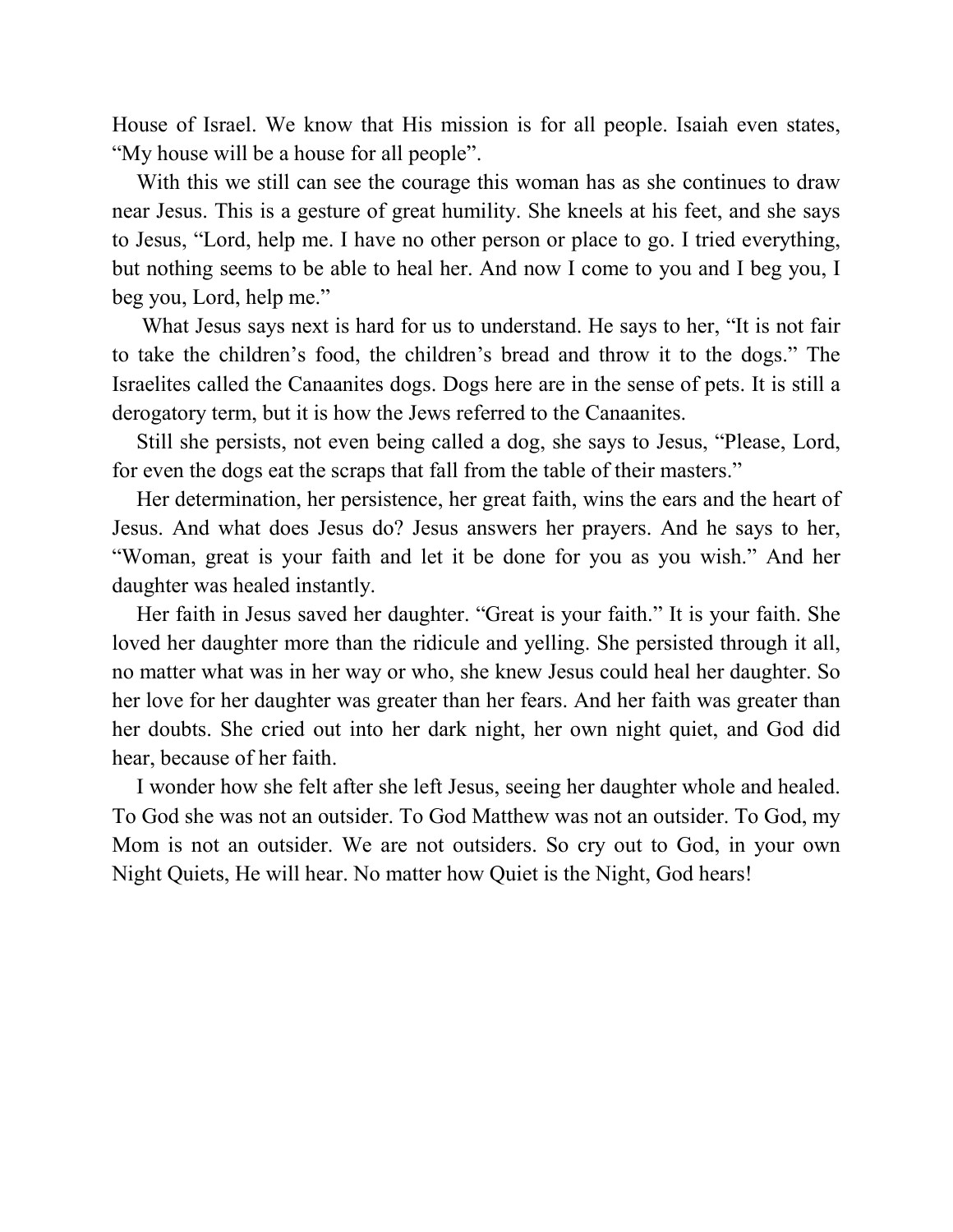House of Israel. We know that His mission is for all people. Isaiah even states, "My house will be a house for all people".

With this we still can see the courage this woman has as she continues to draw near Jesus. This is a gesture of great humility. She kneels at his feet, and she says to Jesus, "Lord, help me. I have no other person or place to go. I tried everything, but nothing seems to be able to heal her. And now I come to you and I beg you, I beg you, Lord, help me."

What Jesus says next is hard for us to understand. He says to her, "It is not fair to take the children's food, the children's bread and throw it to the dogs." The Israelites called the Canaanites dogs. Dogs here are in the sense of pets. It is still a derogatory term, but it is how the Jews referred to the Canaanites.

Still she persists, not even being called a dog, she says to Jesus, "Please, Lord, for even the dogs eat the scraps that fall from the table of their masters."

Her determination, her persistence, her great faith, wins the ears and the heart of Jesus. And what does Jesus do? Jesus answers her prayers. And he says to her, "Woman, great is your faith and let it be done for you as you wish." And her daughter was healed instantly.

Her faith in Jesus saved her daughter. "Great is your faith." It is your faith. She loved her daughter more than the ridicule and yelling. She persisted through it all, no matter what was in her way or who, she knew Jesus could heal her daughter. So her love for her daughter was greater than her fears. And her faith was greater than her doubts. She cried out into her dark night, her own night quiet, and God did hear, because of her faith.

I wonder how she felt after she left Jesus, seeing her daughter whole and healed. To God she was not an outsider. To God Matthew was not an outsider. To God, my Mom is not an outsider. We are not outsiders. So cry out to God, in your own Night Quiets, He will hear. No matter how Quiet is the Night, God hears!